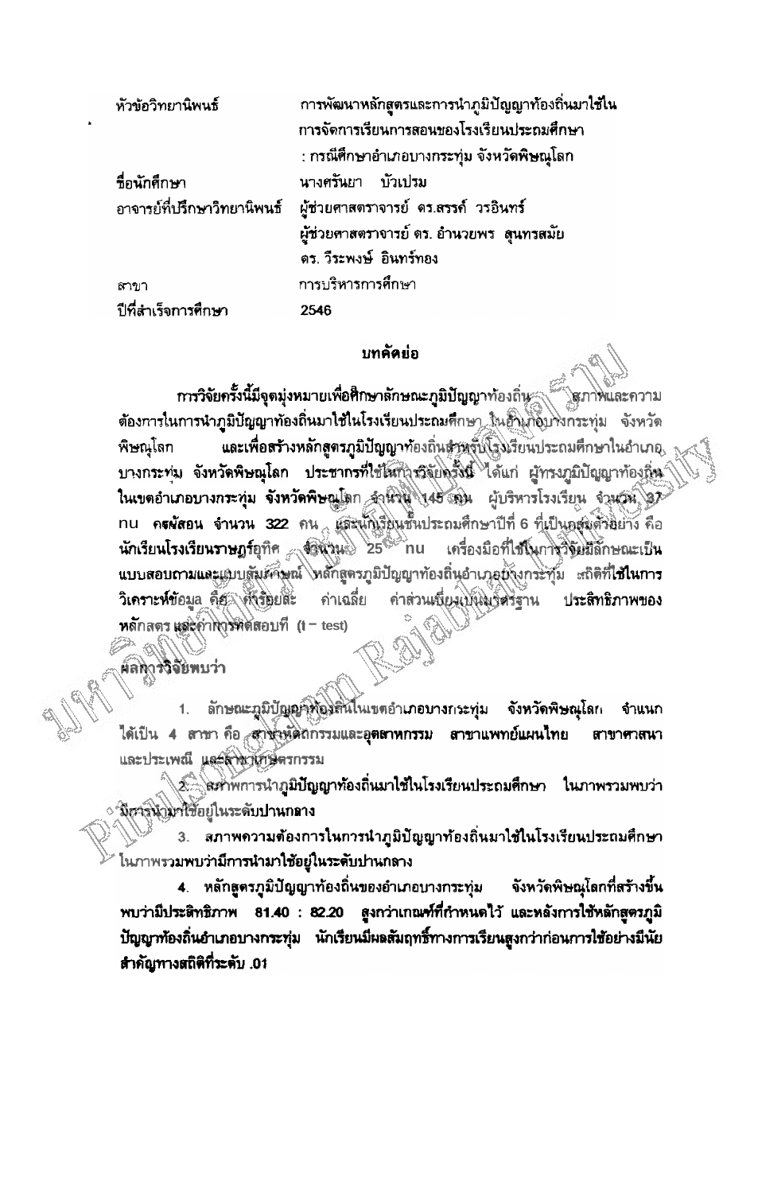| | |
|---|---|
| หัวข้อวิทยานิพนธ์ | การพัฒนาหลักสูตรและการนำภูมิปัญญาท้องถิ่นมาใช้ในการจัดการเรียนการสอนของโรงเรียนประถมศึกษา : กรณีศึกษาอำเภอบางกระทุ่ม จังหวัดพิษณุโลก |
| ชื่อนักศึกษา | นางศรันยา บัวเปรม |
| อาจารย์ที่ปรึกษาวิทยานิพนธ์ | ผู้ช่วยศาสตราจารย์ ดร.สรรค์ วรอินทร์<br>ผู้ช่วยศาสตราจารย์ ดร. อำนวยพร สุนทรสมัย<br>ดร. วีระพงษ์ อินทร์ทอง |
| สาขา | การบริหารการศึกษา |
| ปีที่สำเร็จการศึกษา | 2546 |

## บทคัดย่อ

การวิจัยครั้งนี้มีจุดมุ่งหมายเพื่อศึกษาลักษณะภูมิปัญญาท้องถิ่น สภาพและความต้องการในการนำภูมิปัญญาท้องถิ่นมาใช้ในโรงเรียนประถมศึกษา ในอำเภอบางกระทุ่ม จังหวัดพิษณุโลก และเพื่อสร้างหลักสูตรภูมิปัญญาท้องถิ่นสำหรับโรงเรียนประถมศึกษาในอำเภอบางกระทุ่ม จังหวัดพิษณุโลก ประชากรที่ใช้ในการวิจัยครั้งนี้ ได้แก่ ผู้ทรงภูมิปัญญาท้องถิ่นในเขตอำเภอบางกระทุ่ม จังหวัดพิษณุโลก จำนวน 145 คน ผู้บริหารโรงเรียน จำนวน 37 คน ครูผู้สอน จำนวน 322 คน และนักเรียนชั้นประถมศึกษาปีที่ 6 ที่เป็นกลุ่มตัวอย่าง คือ นักเรียนโรงเรียนราษฎร์อุทิศ จำนวน 25 คน เครื่องมือที่ใช้ในการวิจัยมีลักษณะเป็นแบบสอบถามและแบบสัมภาษณ์ หลักสูตรภูมิปัญญาท้องถิ่นอำเภอบางกระทุ่ม สถิติที่ใช้ในการวิเคราะห์ข้อมูล คือ ค่าร้อยละ ค่าเฉลี่ย ค่าส่วนเบี่ยงเบนมาตรฐาน ประสิทธิภาพของหลักสูตร และค่าการทดสอบที (t – test)

ผลการวิจัยพบว่า

1. ลักษณะภูมิปัญญาท้องถิ่นในเขตอำเภอบางกระทุ่ม จังหวัดพิษณุโลก จำแนกได้เป็น 4 สาขา คือ สาขาหัตถกรรมและอุตสาหกรรม สาขาแพทย์แผนไทย สาขาศาสนาและประเพณี และสาขาเกษตรกรรม

2. สภาพการนำภูมิปัญญาท้องถิ่นมาใช้ในโรงเรียนประถมศึกษา ในภาพรวมพบว่ามีการนำมาใช้อยู่ในระดับปานกลาง

3. สภาพความต้องการในการนำภูมิปัญญาท้องถิ่นมาใช้ในโรงเรียนประถมศึกษาในภาพรวมพบว่ามีการนำมาใช้อยู่ในระดับปานกลาง

4. หลักสูตรภูมิปัญญาท้องถิ่นของอำเภอบางกระทุ่ม จังหวัดพิษณุโลกที่สร้างขึ้นพบว่ามีประสิทธิภาพ 81.40 : 82.20 สูงกว่าเกณฑ์ที่กำหนดไว้ และหลังการใช้หลักสูตรภูมิปัญญาท้องถิ่นอำเภอบางกระทุ่ม นักเรียนมีผลสัมฤทธิ์ทางการเรียนสูงกว่าก่อนการใช้อย่างมีนัยสำคัญทางสถิติที่ระดับ .01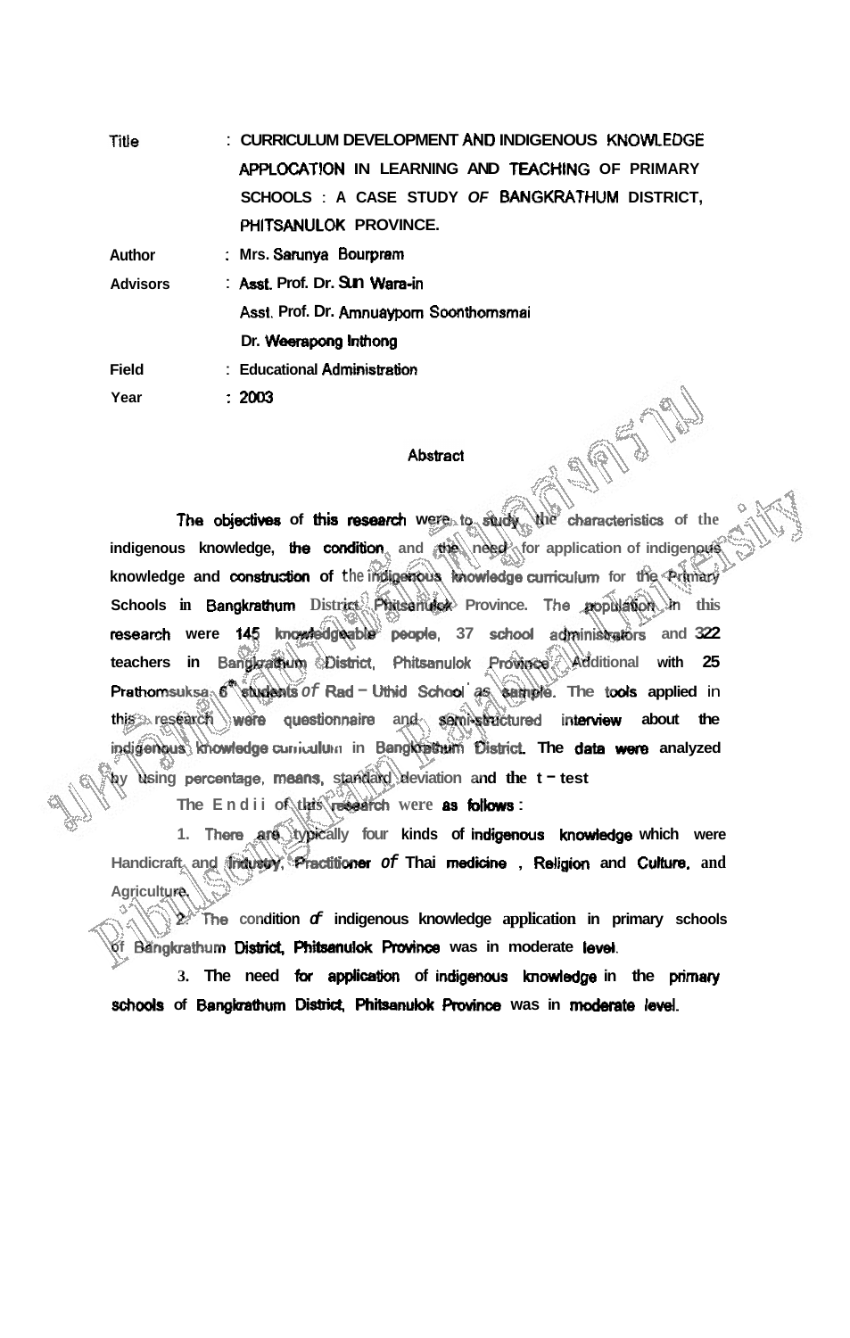| | |
|---|---|
| Title | : CURRICULUM DEVELOPMENT AND INDIGENOUS KNOWLEDGE APPLOCATION IN LEARNING AND TEACHING OF PRIMARY SCHOOLS : A CASE STUDY OF BANGKRATHUM DISTRICT, PHITSANULOK PROVINCE. |
| Author | : Mrs. Sarunya Bourpram |
| Advisors | : Asst. Prof. Dr. Sun Wara-in<br>Asst. Prof. Dr. Amnuayporn Soonthornsmai<br>Dr. Weerapong Inthong |
| Field | : Educational Administration |
| Year | : 2003 |

## Abstract

The objectives of this research were to study the characteristics of the indigenous knowledge, the condition and the need for application of indigenous knowledge and construction of the indigenous knowledge curriculum for the Primary Schools in Bangkrathum District Phitsanulok Province. The population in this research were 145 knowledgeable people, 37 school administrators and 322 teachers in Bangkrathum District, Phitsanulok Province. Additional with 25 Prathomsuksa 6[th] students of Rad – Uthid School as sample. The tools applied in this research were questionnaire and semi-structured interview about the indigenous knowledge curriculum in Bangkrathum District. The data were analyzed by using percentage, means, standard deviation and the t – test

The Endii of this research were as follows :

1. There are typically four kinds of indigenous knowledge which were Handicraft and Industry, Practitioner of Thai medicine , Religion and Culture, and Agriculture.

2. The condition of indigenous knowledge application in primary schools of Bangkrathum District, Phitsanulok Province was in moderate level.

3. The need for application of indigenous knowledge in the primary schools of Bangkrathum District, Phitsanulok Province was in moderate level.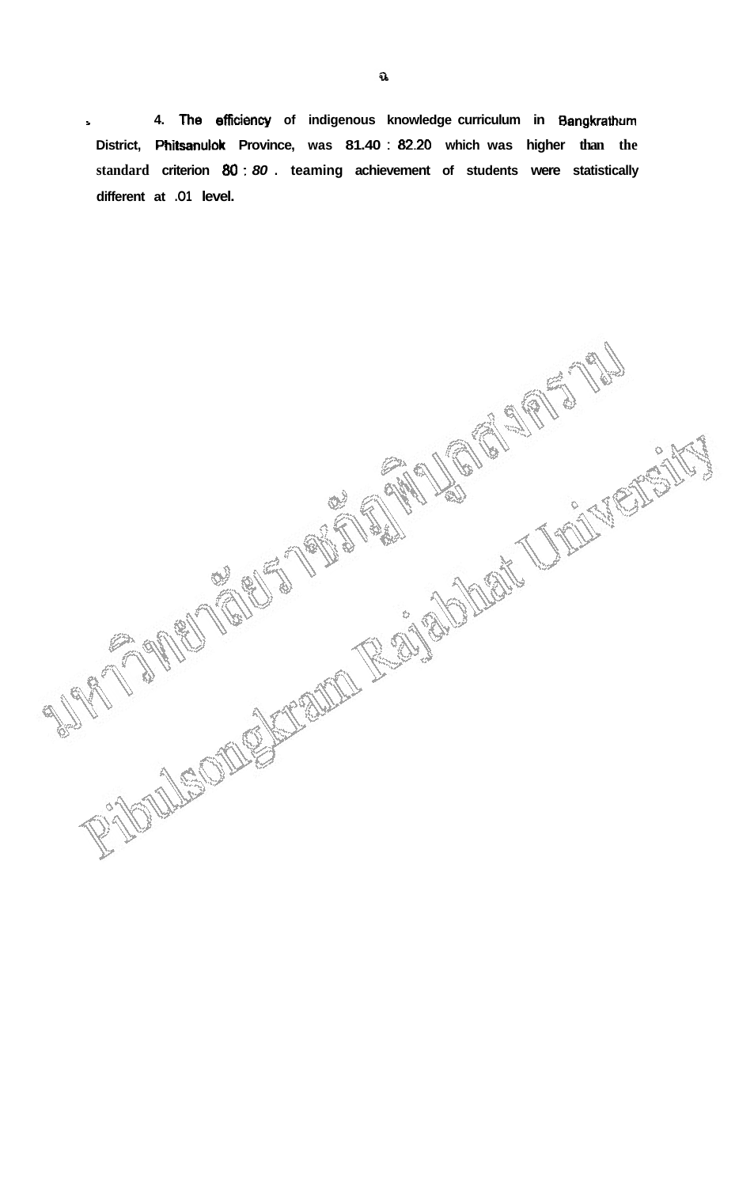4. The efficiency of indigenous knowledge curriculum in Bangkrathum District, Phitsanulok Province, was 81.40 : 82.20 which was higher than the standard criterion 80 : *80* . teaming achievement of students were statistically different at .01 level.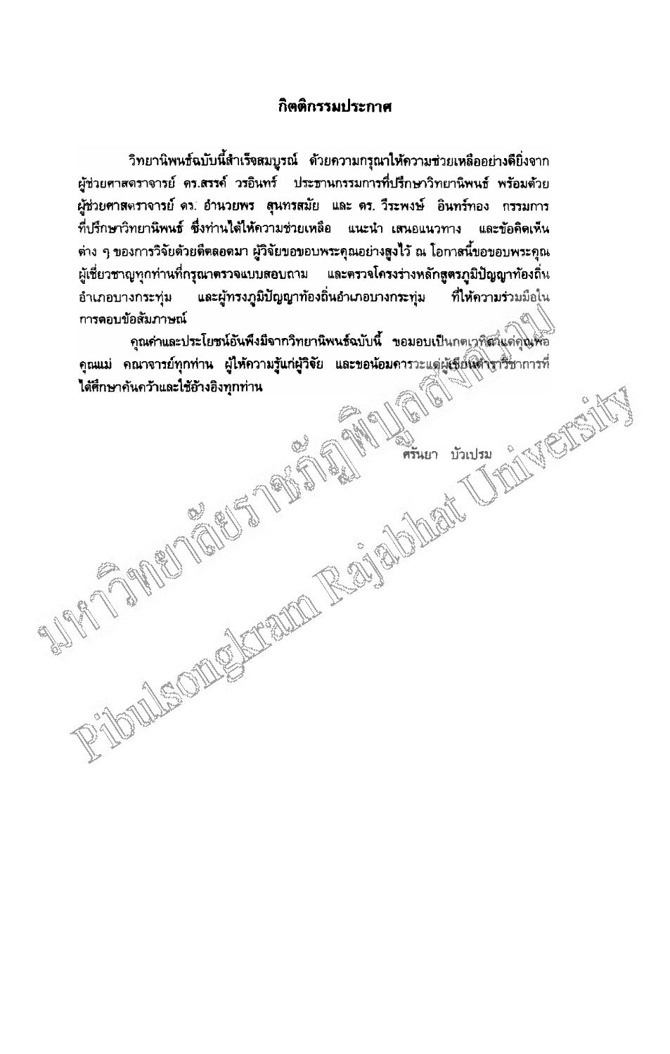## กิตติกรรมประกาศ

วิทยานิพนธ์ฉบับนี้สำเร็จสมบูรณ์ ด้วยความกรุณาให้ความช่วยเหลืออย่างดียิ่งจาก ผู้ช่วยศาสตราจารย์ ดร.สรรค์ วรอินทร์ ประธานกรรมการที่ปรึกษาวิทยานิพนธ์ พร้อมด้วย ผู้ช่วยศาสตราจารย์ ดร. อำนวยพร สุนทรสมัย และ ดร. วีระพงษ์ อินทร์ทอง กรรมการที่ปรึกษาวิทยานิพนธ์ ซึ่งท่านได้ให้ความช่วยเหลือ แนะนำ เสนอแนวทาง และข้อคิดเห็นต่าง ๆ ของการวิจัยด้วยดีตลอดมา ผู้วิจัยขอขอบพระคุณอย่างสูงไว้ ณ โอกาสนี้ขอขอบพระคุณผู้เชี่ยวชาญทุกท่านที่กรุณาตรวจแบบสอบถาม และตรวจโครงร่างหลักสูตรภูมิปัญญาท้องถิ่นอำเภอบางกระทุ่ม และผู้ทรงภูมิปัญญาท้องถิ่นอำเภอบางกระทุ่ม ที่ให้ความร่วมมือในการตอบข้อสัมภาษณ์

คุณค่าและประโยชน์อันพึงมีจากวิทยานิพนธ์ฉบับนี้ ขอมอบเป็นกตเวทิตาแด่คุณพ่อ คุณแม่ คณาจารย์ทุกท่าน ผู้ให้ความรู้แก่ผู้วิจัย และขอน้อมคารวะแด่ผู้เขียนตำราวิชาการที่ได้ศึกษาค้นคว้าและใช้อ้างอิงทุกท่าน

ศรันยา บัวเปรม